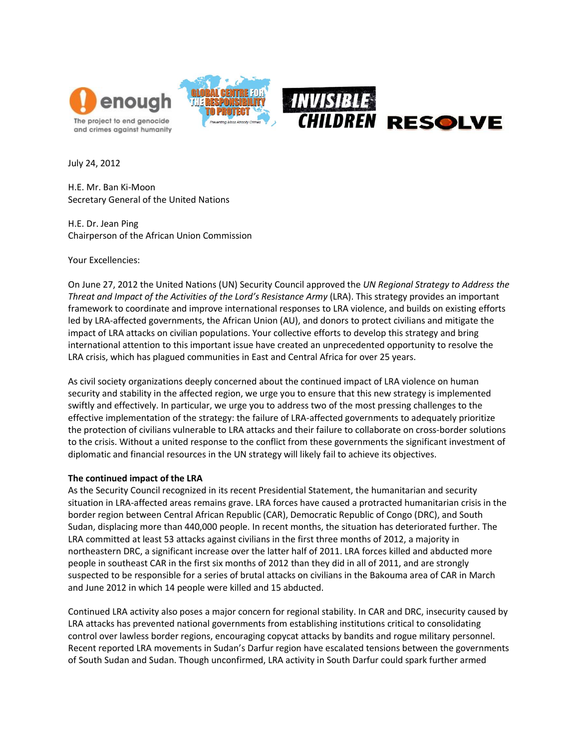enough — The project to end genocide and crimes against humanity | Global Centre for the Responsibility to Protect — Preventing Mass Atrocity Crimes | Invisible Children | Resolve

July 24, 2012

H.E. Mr. Ban Ki-Moon
Secretary General of the United Nations

H.E. Dr. Jean Ping
Chairperson of the African Union Commission

Your Excellencies:

On June 27, 2012 the United Nations (UN) Security Council approved the *UN Regional Strategy to Address the Threat and Impact of the Activities of the Lord's Resistance Army* (LRA). This strategy provides an important framework to coordinate and improve international responses to LRA violence, and builds on existing efforts led by LRA-affected governments, the African Union (AU), and donors to protect civilians and mitigate the impact of LRA attacks on civilian populations. Your collective efforts to develop this strategy and bring international attention to this important issue have created an unprecedented opportunity to resolve the LRA crisis, which has plagued communities in East and Central Africa for over 25 years.

As civil society organizations deeply concerned about the continued impact of LRA violence on human security and stability in the affected region, we urge you to ensure that this new strategy is implemented swiftly and effectively. In particular, we urge you to address two of the most pressing challenges to the effective implementation of the strategy: the failure of LRA-affected governments to adequately prioritize the protection of civilians vulnerable to LRA attacks and their failure to collaborate on cross-border solutions to the crisis. Without a united response to the conflict from these governments the significant investment of diplomatic and financial resources in the UN strategy will likely fail to achieve its objectives.

**The continued impact of the LRA**

As the Security Council recognized in its recent Presidential Statement, the humanitarian and security situation in LRA-affected areas remains grave. LRA forces have caused a protracted humanitarian crisis in the border region between Central African Republic (CAR), Democratic Republic of Congo (DRC), and South Sudan, displacing more than 440,000 people. In recent months, the situation has deteriorated further. The LRA committed at least 53 attacks against civilians in the first three months of 2012, a majority in northeastern DRC, a significant increase over the latter half of 2011. LRA forces killed and abducted more people in southeast CAR in the first six months of 2012 than they did in all of 2011, and are strongly suspected to be responsible for a series of brutal attacks on civilians in the Bakouma area of CAR in March and June 2012 in which 14 people were killed and 15 abducted.

Continued LRA activity also poses a major concern for regional stability. In CAR and DRC, insecurity caused by LRA attacks has prevented national governments from establishing institutions critical to consolidating control over lawless border regions, encouraging copycat attacks by bandits and rogue military personnel. Recent reported LRA movements in Sudan's Darfur region have escalated tensions between the governments of South Sudan and Sudan. Though unconfirmed, LRA activity in South Darfur could spark further armed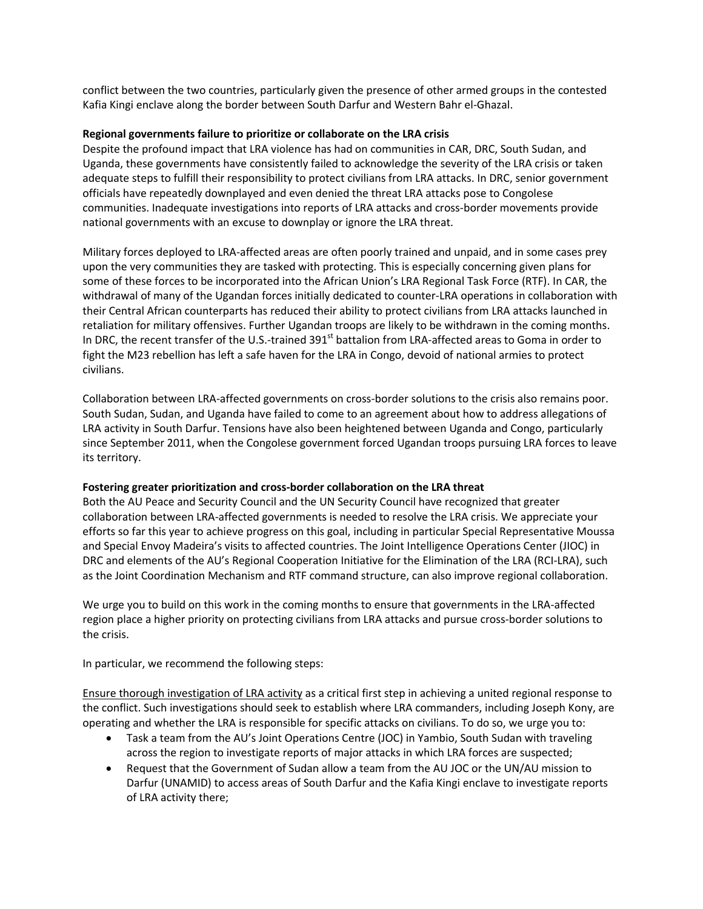conflict between the two countries, particularly given the presence of other armed groups in the contested Kafia Kingi enclave along the border between South Darfur and Western Bahr el-Ghazal.

**Regional governments failure to prioritize or collaborate on the LRA crisis**

Despite the profound impact that LRA violence has had on communities in CAR, DRC, South Sudan, and Uganda, these governments have consistently failed to acknowledge the severity of the LRA crisis or taken adequate steps to fulfill their responsibility to protect civilians from LRA attacks. In DRC, senior government officials have repeatedly downplayed and even denied the threat LRA attacks pose to Congolese communities. Inadequate investigations into reports of LRA attacks and cross-border movements provide national governments with an excuse to downplay or ignore the LRA threat.

Military forces deployed to LRA-affected areas are often poorly trained and unpaid, and in some cases prey upon the very communities they are tasked with protecting. This is especially concerning given plans for some of these forces to be incorporated into the African Union's LRA Regional Task Force (RTF). In CAR, the withdrawal of many of the Ugandan forces initially dedicated to counter-LRA operations in collaboration with their Central African counterparts has reduced their ability to protect civilians from LRA attacks launched in retaliation for military offensives. Further Ugandan troops are likely to be withdrawn in the coming months. In DRC, the recent transfer of the U.S.-trained 391st battalion from LRA-affected areas to Goma in order to fight the M23 rebellion has left a safe haven for the LRA in Congo, devoid of national armies to protect civilians.

Collaboration between LRA-affected governments on cross-border solutions to the crisis also remains poor. South Sudan, Sudan, and Uganda have failed to come to an agreement about how to address allegations of LRA activity in South Darfur. Tensions have also been heightened between Uganda and Congo, particularly since September 2011, when the Congolese government forced Ugandan troops pursuing LRA forces to leave its territory.

**Fostering greater prioritization and cross-border collaboration on the LRA threat**

Both the AU Peace and Security Council and the UN Security Council have recognized that greater collaboration between LRA-affected governments is needed to resolve the LRA crisis. We appreciate your efforts so far this year to achieve progress on this goal, including in particular Special Representative Moussa and Special Envoy Madeira's visits to affected countries. The Joint Intelligence Operations Center (JIOC) in DRC and elements of the AU's Regional Cooperation Initiative for the Elimination of the LRA (RCI-LRA), such as the Joint Coordination Mechanism and RTF command structure, can also improve regional collaboration.

We urge you to build on this work in the coming months to ensure that governments in the LRA-affected region place a higher priority on protecting civilians from LRA attacks and pursue cross-border solutions to the crisis.

In particular, we recommend the following steps:

<u>Ensure thorough investigation of LRA activity</u> as a critical first step in achieving a united regional response to the conflict. Such investigations should seek to establish where LRA commanders, including Joseph Kony, are operating and whether the LRA is responsible for specific attacks on civilians. To do so, we urge you to:

- Task a team from the AU's Joint Operations Centre (JOC) in Yambio, South Sudan with traveling across the region to investigate reports of major attacks in which LRA forces are suspected;
- Request that the Government of Sudan allow a team from the AU JOC or the UN/AU mission to Darfur (UNAMID) to access areas of South Darfur and the Kafia Kingi enclave to investigate reports of LRA activity there;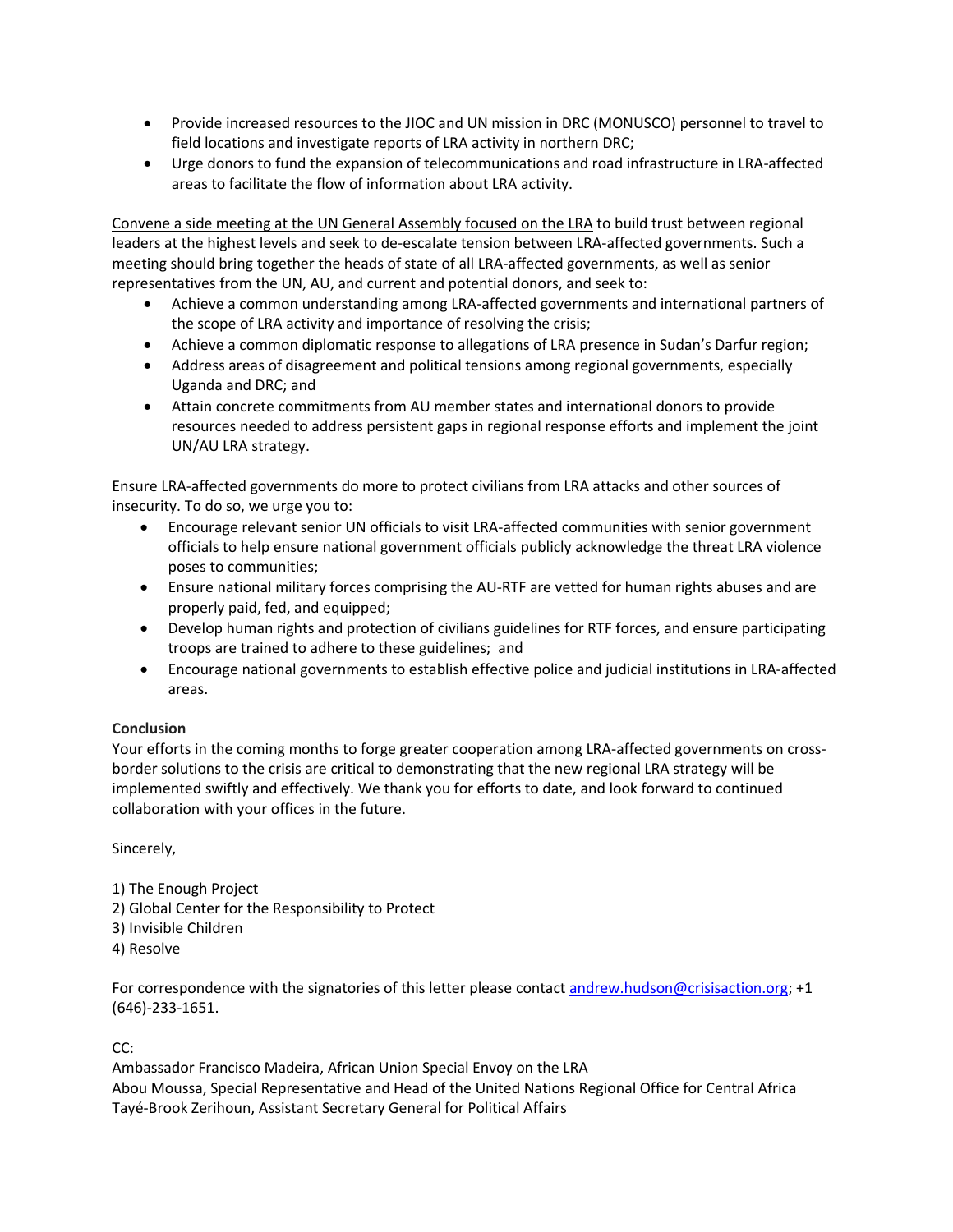- Provide increased resources to the JIOC and UN mission in DRC (MONUSCO) personnel to travel to field locations and investigate reports of LRA activity in northern DRC;
- Urge donors to fund the expansion of telecommunications and road infrastructure in LRA-affected areas to facilitate the flow of information about LRA activity.

<u>Convene a side meeting at the UN General Assembly focused on the LRA</u> to build trust between regional leaders at the highest levels and seek to de-escalate tension between LRA-affected governments. Such a meeting should bring together the heads of state of all LRA-affected governments, as well as senior representatives from the UN, AU, and current and potential donors, and seek to:

- Achieve a common understanding among LRA-affected governments and international partners of the scope of LRA activity and importance of resolving the crisis;
- Achieve a common diplomatic response to allegations of LRA presence in Sudan's Darfur region;
- Address areas of disagreement and political tensions among regional governments, especially Uganda and DRC; and
- Attain concrete commitments from AU member states and international donors to provide resources needed to address persistent gaps in regional response efforts and implement the joint UN/AU LRA strategy.

<u>Ensure LRA-affected governments do more to protect civilians</u> from LRA attacks and other sources of insecurity. To do so, we urge you to:

- Encourage relevant senior UN officials to visit LRA-affected communities with senior government officials to help ensure national government officials publicly acknowledge the threat LRA violence poses to communities;
- Ensure national military forces comprising the AU-RTF are vetted for human rights abuses and are properly paid, fed, and equipped;
- Develop human rights and protection of civilians guidelines for RTF forces, and ensure participating troops are trained to adhere to these guidelines; and
- Encourage national governments to establish effective police and judicial institutions in LRA-affected areas.

**Conclusion**

Your efforts in the coming months to forge greater cooperation among LRA-affected governments on cross-border solutions to the crisis are critical to demonstrating that the new regional LRA strategy will be implemented swiftly and effectively. We thank you for efforts to date, and look forward to continued collaboration with your offices in the future.

Sincerely,

1) The Enough Project
2) Global Center for the Responsibility to Protect
3) Invisible Children
4) Resolve

For correspondence with the signatories of this letter please contact andrew.hudson@crisisaction.org; +1 (646)-233-1651.

CC:
Ambassador Francisco Madeira, African Union Special Envoy on the LRA
Abou Moussa, Special Representative and Head of the United Nations Regional Office for Central Africa
Tayé-Brook Zerihoun, Assistant Secretary General for Political Affairs